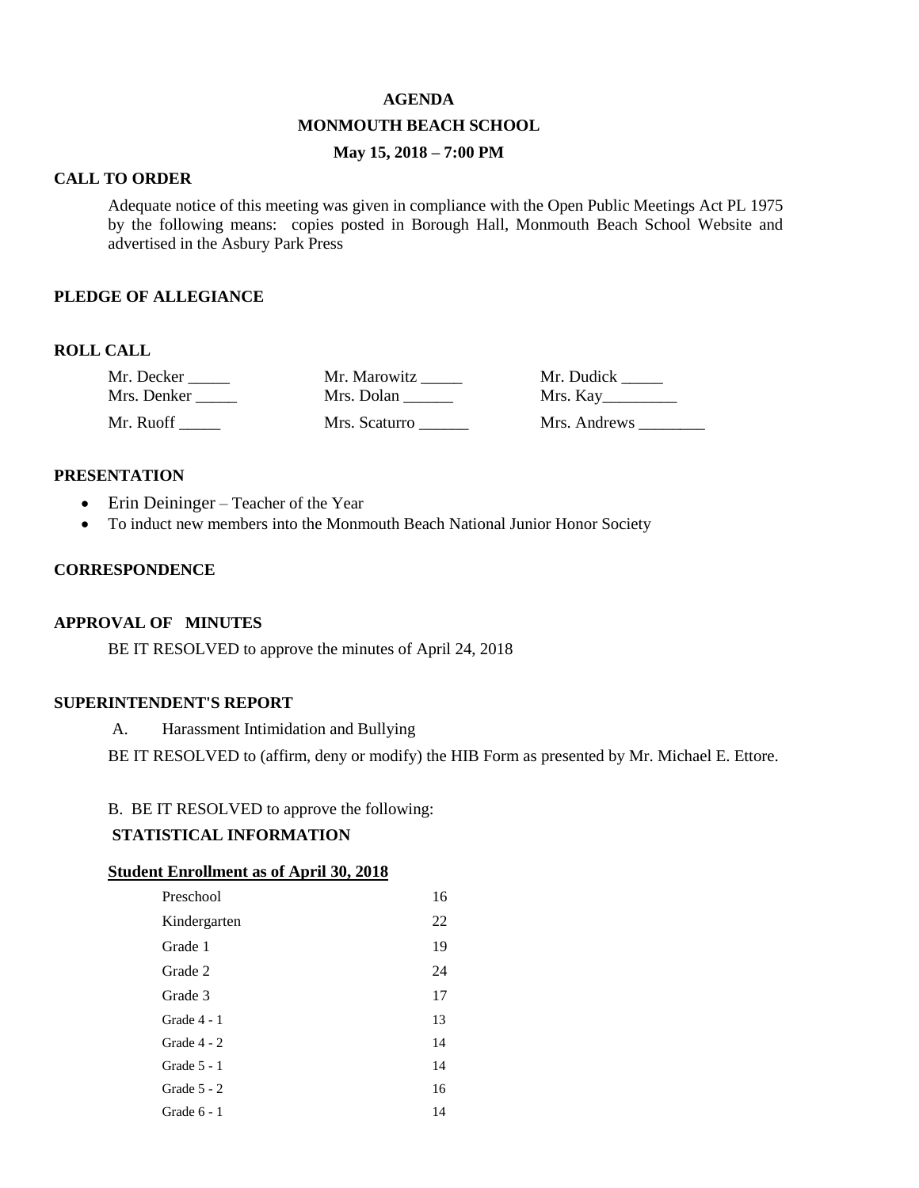# AGENDA

## MONMOUTH BEACH SCHOOL

### May 15, 2018 – 7:00 PM

**CALL TO ORDER**

Adequate notice of this meeting was given in compliance with the Open Public Meetings Act PL 1975 by the following means: copies posted in Borough Hall, Monmouth Beach School Website and advertised in the Asbury Park Press

**PLEDGE OF ALLEGIANCE**

**ROLL CALL**

| | | |
|---|---|---|
| Mr. Decker _____ | Mr. Marowitz _____ | Mr. Dudick _____ |
| Mrs. Denker _____ | Mrs. Dolan ______ | Mrs. Kay_________ |
| Mr. Ruoff _____ | Mrs. Scaturro ______ | Mrs. Andrews ________ |

**PRESENTATION**

- Erin Deininger – Teacher of the Year
- To induct new members into the Monmouth Beach National Junior Honor Society

**CORRESPONDENCE**

**APPROVAL OF MINUTES**

BE IT RESOLVED to approve the minutes of April 24, 2018

**SUPERINTENDENT'S REPORT**

A. Harassment Intimidation and Bullying

BE IT RESOLVED to (affirm, deny or modify) the HIB Form as presented by Mr. Michael E. Ettore.

B. BE IT RESOLVED to approve the following:

**STATISTICAL INFORMATION**

**Student Enrollment as of April 30, 2018**

| | |
|---|---|
| Preschool | 16 |
| Kindergarten | 22 |
| Grade 1 | 19 |
| Grade 2 | 24 |
| Grade 3 | 17 |
| Grade 4 - 1 | 13 |
| Grade 4 - 2 | 14 |
| Grade 5 - 1 | 14 |
| Grade 5 - 2 | 16 |
| Grade 6 - 1 | 14 |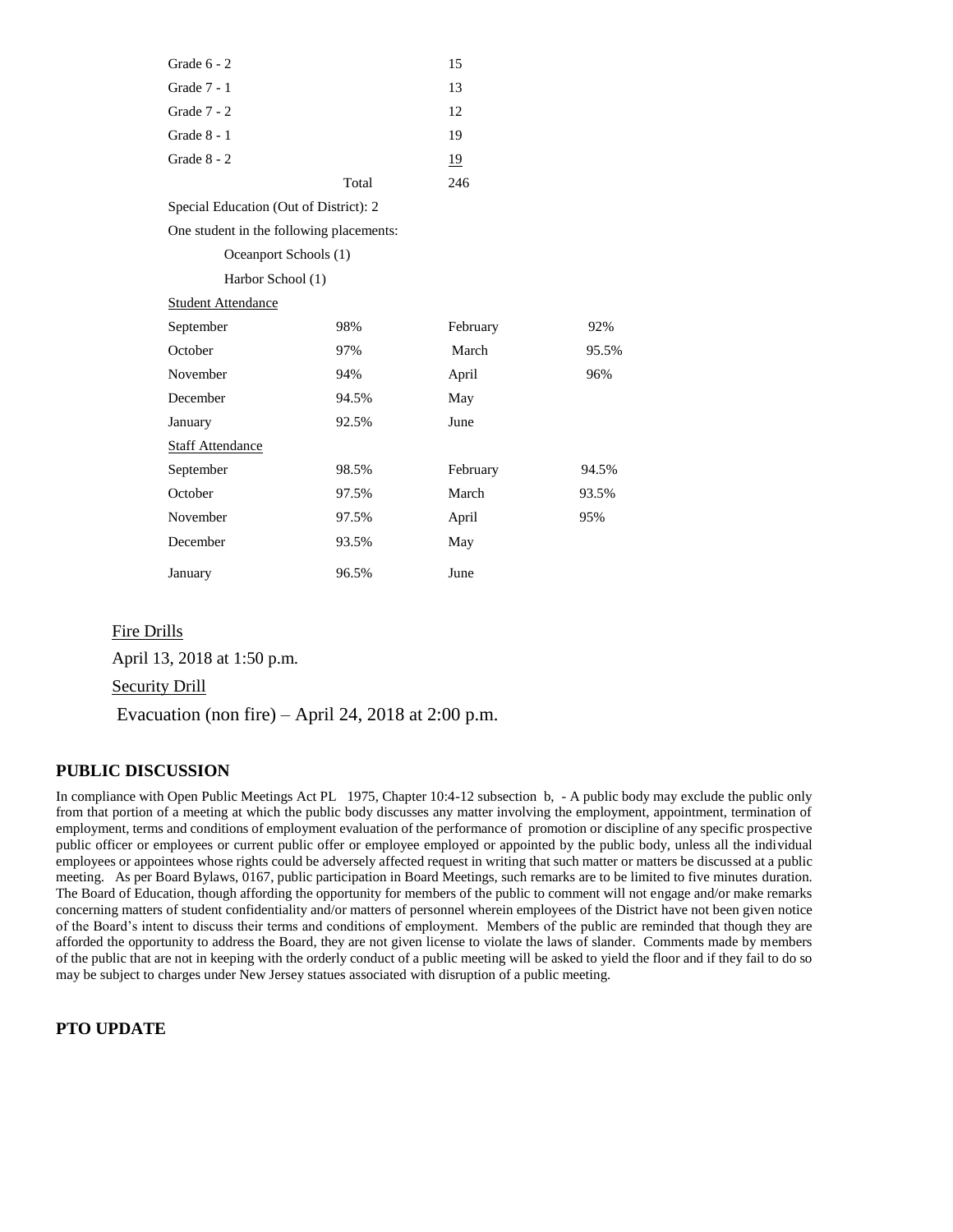| | |
|---|---|
| Grade 6 - 2 | 15 |
| Grade 7 - 1 | 13 |
| Grade 7 - 2 | 12 |
| Grade 8 - 1 | 19 |
| Grade 8 - 2 | 19 |
| Total | 246 |

Special Education (Out of District): 2

One student in the following placements:

Oceanport Schools (1)

Harbor School (1)

Student Attendance

| | | | |
|---|---|---|---|
| September | 98% | February | 92% |
| October | 97% | March | 95.5% |
| November | 94% | April | 96% |
| December | 94.5% | May | |
| January | 92.5% | June | |

Staff Attendance

| | | | |
|---|---|---|---|
| September | 98.5% | February | 94.5% |
| October | 97.5% | March | 93.5% |
| November | 97.5% | April | 95% |
| December | 93.5% | May | |
| January | 96.5% | June | |

Fire Drills

April 13, 2018 at 1:50 p.m.

Security Drill

Evacuation (non fire) – April 24, 2018 at 2:00 p.m.

## PUBLIC DISCUSSION

In compliance with Open Public Meetings Act PL 1975, Chapter 10:4-12 subsection b, - A public body may exclude the public only from that portion of a meeting at which the public body discusses any matter involving the employment, appointment, termination of employment, terms and conditions of employment evaluation of the performance of promotion or discipline of any specific prospective public officer or employees or current public offer or employee employed or appointed by the public body, unless all the individual employees or appointees whose rights could be adversely affected request in writing that such matter or matters be discussed at a public meeting. As per Board Bylaws, 0167, public participation in Board Meetings, such remarks are to be limited to five minutes duration. The Board of Education, though affording the opportunity for members of the public to comment will not engage and/or make remarks concerning matters of student confidentiality and/or matters of personnel wherein employees of the District have not been given notice of the Board's intent to discuss their terms and conditions of employment. Members of the public are reminded that though they are afforded the opportunity to address the Board, they are not given license to violate the laws of slander. Comments made by members of the public that are not in keeping with the orderly conduct of a public meeting will be asked to yield the floor and if they fail to do so may be subject to charges under New Jersey statues associated with disruption of a public meeting.

## PTO UPDATE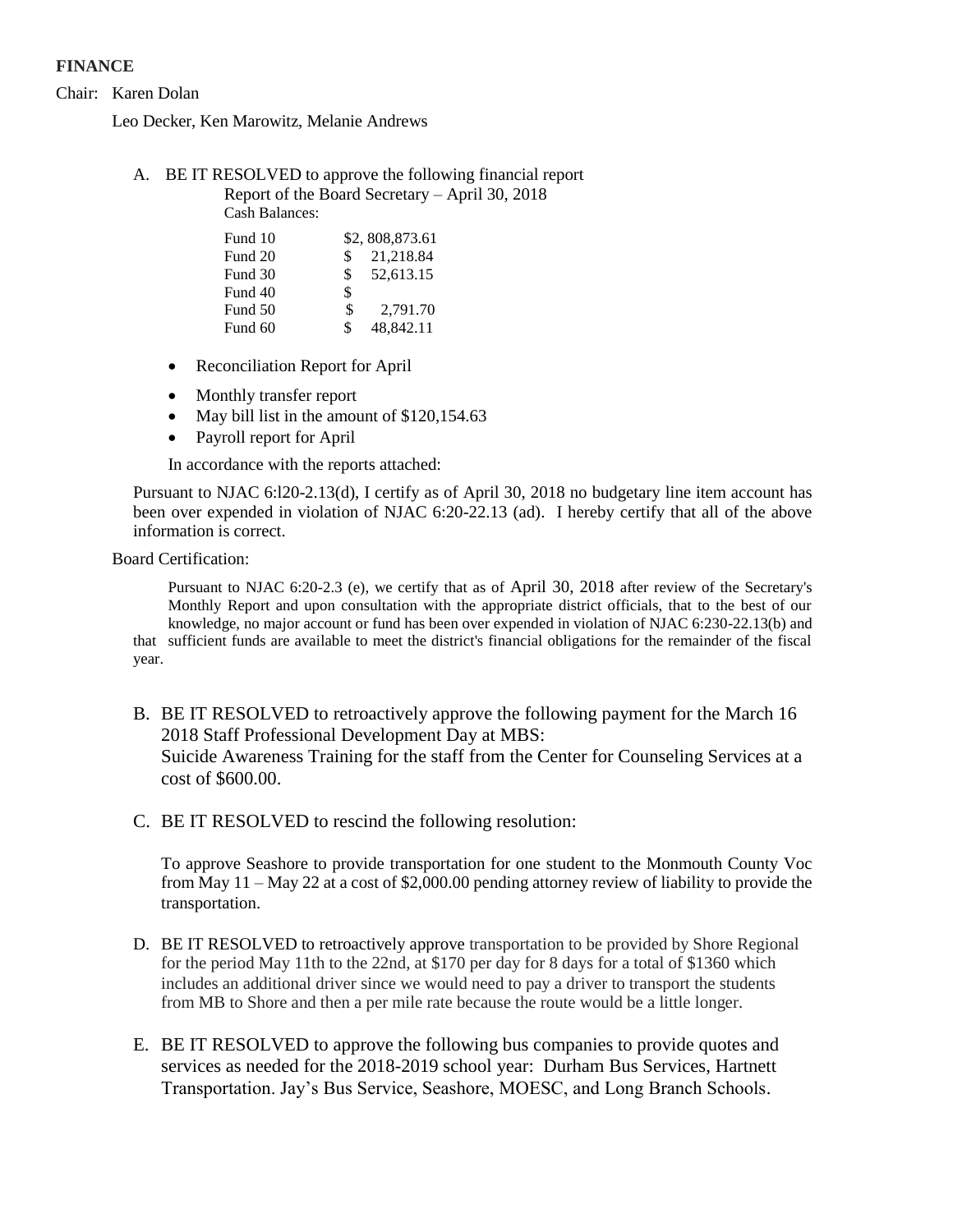**FINANCE**

Chair: Karen Dolan

Leo Decker, Ken Marowitz, Melanie Andrews

A. BE IT RESOLVED to approve the following financial report

Report of the Board Secretary – April 30, 2018

Cash Balances:

| | |
|---|---|
| Fund 10 | $2, 808,873.61 |
| Fund 20 | $ 21,218.84 |
| Fund 30 | $ 52,613.15 |
| Fund 40 | $ |
| Fund 50 | $ 2,791.70 |
| Fund 60 | $ 48,842.11 |

- Reconciliation Report for April
- Monthly transfer report
- May bill list in the amount of $120,154.63
- Payroll report for April

In accordance with the reports attached:

Pursuant to NJAC 6:l20-2.13(d), I certify as of April 30, 2018 no budgetary line item account has been over expended in violation of NJAC 6:20-22.13 (ad). I hereby certify that all of the above information is correct.

Board Certification:

Pursuant to NJAC 6:20-2.3 (e), we certify that as of April 30, 2018 after review of the Secretary's Monthly Report and upon consultation with the appropriate district officials, that to the best of our knowledge, no major account or fund has been over expended in violation of NJAC 6:230-22.13(b) and that sufficient funds are available to meet the district's financial obligations for the remainder of the fiscal year.

B. BE IT RESOLVED to retroactively approve the following payment for the March 16 2018 Staff Professional Development Day at MBS:
Suicide Awareness Training for the staff from the Center for Counseling Services at a cost of $600.00.

C. BE IT RESOLVED to rescind the following resolution:

To approve Seashore to provide transportation for one student to the Monmouth County Voc from May 11 – May 22 at a cost of $2,000.00 pending attorney review of liability to provide the transportation.

D. BE IT RESOLVED to retroactively approve transportation to be provided by Shore Regional for the period May 11th to the 22nd, at $170 per day for 8 days for a total of $1360 which includes an additional driver since we would need to pay a driver to transport the students from MB to Shore and then a per mile rate because the route would be a little longer.

E. BE IT RESOLVED to approve the following bus companies to provide quotes and services as needed for the 2018-2019 school year: Durham Bus Services, Hartnett Transportation. Jay's Bus Service, Seashore, MOESC, and Long Branch Schools.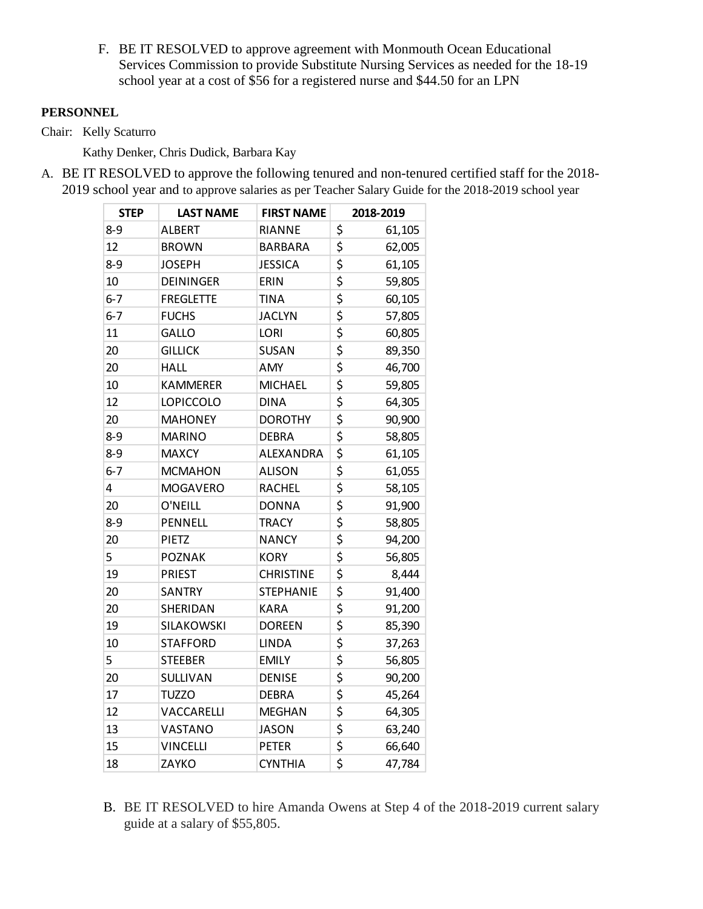F. BE IT RESOLVED to approve agreement with Monmouth Ocean Educational Services Commission to provide Substitute Nursing Services as needed for the 18-19 school year at a cost of $56 for a registered nurse and $44.50 for an LPN

**PERSONNEL**

Chair: Kelly Scaturro

Kathy Denker, Chris Dudick, Barbara Kay

A. BE IT RESOLVED to approve the following tenured and non-tenured certified staff for the 2018-2019 school year and to approve salaries as per Teacher Salary Guide for the 2018-2019 school year

| STEP | LAST NAME | FIRST NAME | 2018-2019 |
|---|---|---|---|
| 8-9 | ALBERT | RIANNE | $ 61,105 |
| 12 | BROWN | BARBARA | $ 62,005 |
| 8-9 | JOSEPH | JESSICA | $ 61,105 |
| 10 | DEININGER | ERIN | $ 59,805 |
| 6-7 | FREGLETTE | TINA | $ 60,105 |
| 6-7 | FUCHS | JACLYN | $ 57,805 |
| 11 | GALLO | LORI | $ 60,805 |
| 20 | GILLICK | SUSAN | $ 89,350 |
| 20 | HALL | AMY | $ 46,700 |
| 10 | KAMMERER | MICHAEL | $ 59,805 |
| 12 | LOPICCOLO | DINA | $ 64,305 |
| 20 | MAHONEY | DOROTHY | $ 90,900 |
| 8-9 | MARINO | DEBRA | $ 58,805 |
| 8-9 | MAXCY | ALEXANDRA | $ 61,105 |
| 6-7 | MCMAHON | ALISON | $ 61,055 |
| 4 | MOGAVERO | RACHEL | $ 58,105 |
| 20 | O'NEILL | DONNA | $ 91,900 |
| 8-9 | PENNELL | TRACY | $ 58,805 |
| 20 | PIETZ | NANCY | $ 94,200 |
| 5 | POZNAK | KORY | $ 56,805 |
| 19 | PRIEST | CHRISTINE | $ 8,444 |
| 20 | SANTRY | STEPHANIE | $ 91,400 |
| 20 | SHERIDAN | KARA | $ 91,200 |
| 19 | SILAKOWSKI | DOREEN | $ 85,390 |
| 10 | STAFFORD | LINDA | $ 37,263 |
| 5 | STEEBER | EMILY | $ 56,805 |
| 20 | SULLIVAN | DENISE | $ 90,200 |
| 17 | TUZZO | DEBRA | $ 45,264 |
| 12 | VACCARELLI | MEGHAN | $ 64,305 |
| 13 | VASTANO | JASON | $ 63,240 |
| 15 | VINCELLI | PETER | $ 66,640 |
| 18 | ZAYKO | CYNTHIA | $ 47,784 |

B. BE IT RESOLVED to hire Amanda Owens at Step 4 of the 2018-2019 current salary guide at a salary of $55,805.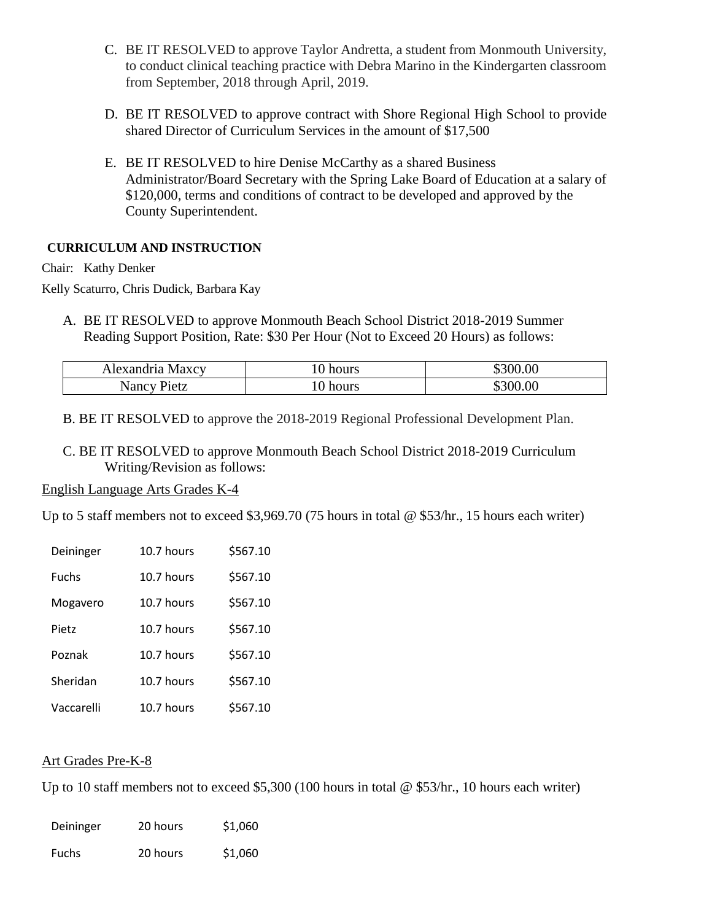C. BE IT RESOLVED to approve Taylor Andretta, a student from Monmouth University, to conduct clinical teaching practice with Debra Marino in the Kindergarten classroom from September, 2018 through April, 2019.

D. BE IT RESOLVED to approve contract with Shore Regional High School to provide shared Director of Curriculum Services in the amount of $17,500

E. BE IT RESOLVED to hire Denise McCarthy as a shared Business Administrator/Board Secretary with the Spring Lake Board of Education at a salary of $120,000, terms and conditions of contract to be developed and approved by the County Superintendent.

**CURRICULUM AND INSTRUCTION**

Chair: Kathy Denker

Kelly Scaturro, Chris Dudick, Barbara Kay

A. BE IT RESOLVED to approve Monmouth Beach School District 2018-2019 Summer Reading Support Position, Rate: $30 Per Hour (Not to Exceed 20 Hours) as follows:

| Alexandria Maxcy | 10 hours | $300.00 |
|---|---|---|
| Nancy Pietz | 10 hours | $300.00 |

B. BE IT RESOLVED to approve the 2018-2019 Regional Professional Development Plan.

C. BE IT RESOLVED to approve Monmouth Beach School District 2018-2019 Curriculum Writing/Revision as follows:

English Language Arts Grades K-4

Up to 5 staff members not to exceed $3,969.70 (75 hours in total @ $53/hr., 15 hours each writer)

| Deininger | 10.7 hours | $567.10 |
|---|---|---|
| Fuchs | 10.7 hours | $567.10 |
| Mogavero | 10.7 hours | $567.10 |
| Pietz | 10.7 hours | $567.10 |
| Poznak | 10.7 hours | $567.10 |
| Sheridan | 10.7 hours | $567.10 |
| Vaccarelli | 10.7 hours | $567.10 |

Art Grades Pre-K-8

Up to 10 staff members not to exceed $5,300 (100 hours in total @ $53/hr., 10 hours each writer)

| Deininger | 20 hours | $1,060 |
|---|---|---|
| Fuchs | 20 hours | $1,060 |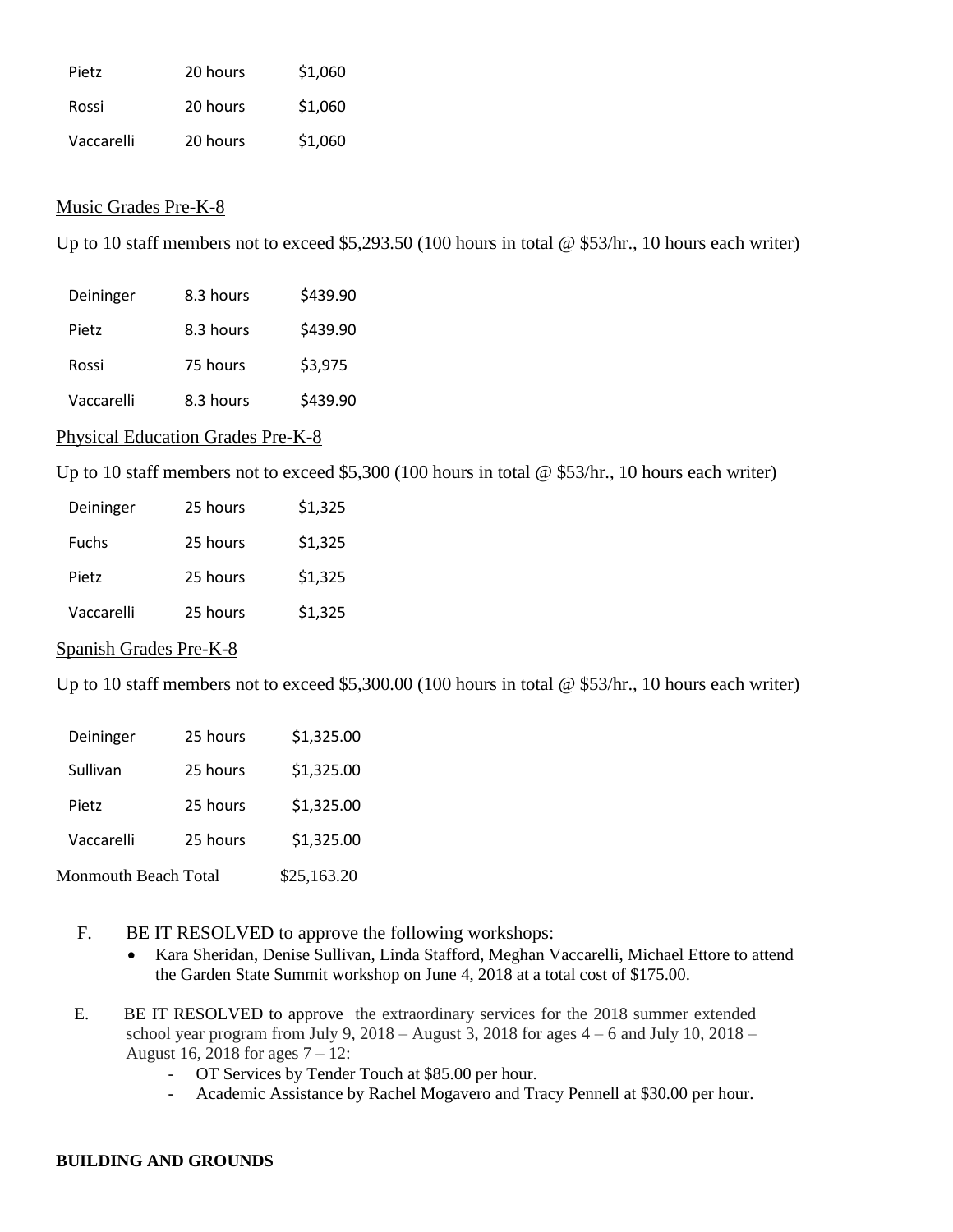| | | |
|---|---|---|
| Pietz | 20 hours | $1,060 |
| Rossi | 20 hours | $1,060 |
| Vaccarelli | 20 hours | $1,060 |

<u>Music Grades Pre-K-8</u>

Up to 10 staff members not to exceed $5,293.50 (100 hours in total @ $53/hr., 10 hours each writer)

| | | |
|---|---|---|
| Deininger | 8.3 hours | $439.90 |
| Pietz | 8.3 hours | $439.90 |
| Rossi | 75 hours | $3,975 |
| Vaccarelli | 8.3 hours | $439.90 |

<u>Physical Education Grades Pre-K-8</u>

Up to 10 staff members not to exceed $5,300 (100 hours in total @ $53/hr., 10 hours each writer)

| | | |
|---|---|---|
| Deininger | 25 hours | $1,325 |
| Fuchs | 25 hours | $1,325 |
| Pietz | 25 hours | $1,325 |
| Vaccarelli | 25 hours | $1,325 |

<u>Spanish Grades Pre-K-8</u>

Up to 10 staff members not to exceed $5,300.00 (100 hours in total @ $53/hr., 10 hours each writer)

| | | |
|---|---|---|
| Deininger | 25 hours | $1,325.00 |
| Sullivan | 25 hours | $1,325.00 |
| Pietz | 25 hours | $1,325.00 |
| Vaccarelli | 25 hours | $1,325.00 |

Monmouth Beach Total $25,163.20

F. BE IT RESOLVED to approve the following workshops:
- Kara Sheridan, Denise Sullivan, Linda Stafford, Meghan Vaccarelli, Michael Ettore to attend the Garden State Summit workshop on June 4, 2018 at a total cost of $175.00.

E. BE IT RESOLVED to approve the extraordinary services for the 2018 summer extended school year program from July 9, 2018 – August 3, 2018 for ages 4 – 6 and July 10, 2018 – August 16, 2018 for ages 7 – 12:
- OT Services by Tender Touch at $85.00 per hour.
- Academic Assistance by Rachel Mogavero and Tracy Pennell at $30.00 per hour.

**BUILDING AND GROUNDS**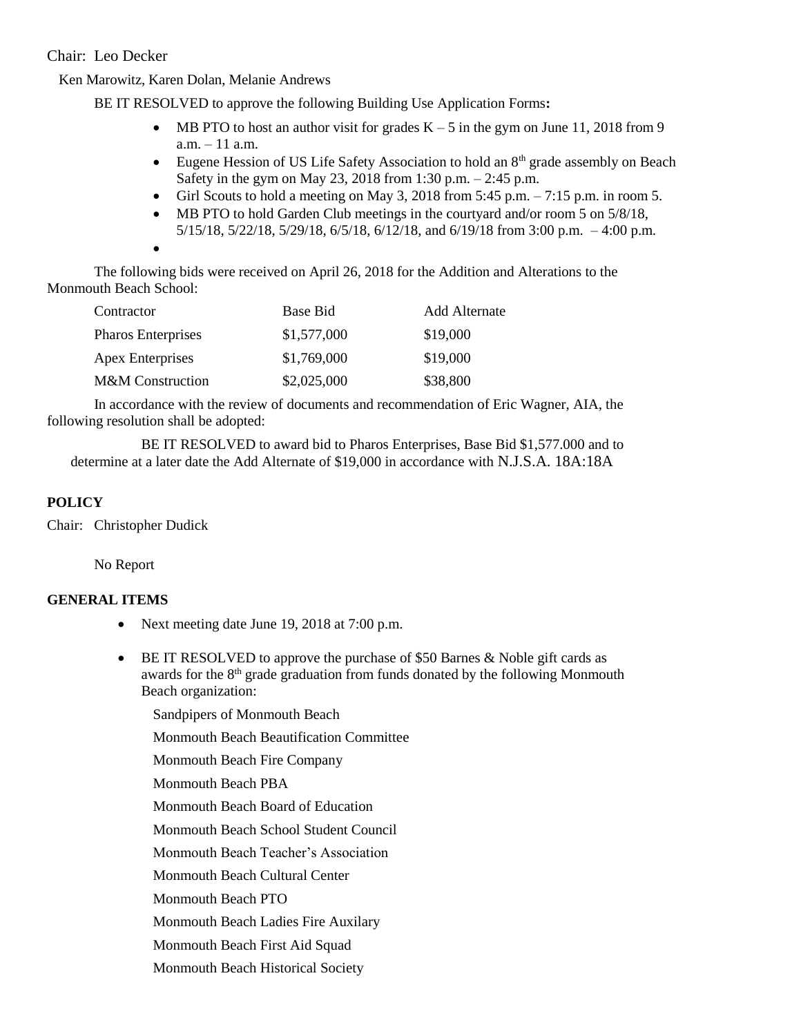Chair: Leo Decker

Ken Marowitz, Karen Dolan, Melanie Andrews

BE IT RESOLVED to approve the following Building Use Application Forms**:**

- MB PTO to host an author visit for grades K – 5 in the gym on June 11, 2018 from 9 a.m. – 11 a.m.
- Eugene Hession of US Life Safety Association to hold an 8th grade assembly on Beach Safety in the gym on May 23, 2018 from 1:30 p.m. – 2:45 p.m.
- Girl Scouts to hold a meeting on May 3, 2018 from 5:45 p.m. – 7:15 p.m. in room 5.
- MB PTO to hold Garden Club meetings in the courtyard and/or room 5 on 5/8/18, 5/15/18, 5/22/18, 5/29/18, 6/5/18, 6/12/18, and 6/19/18 from 3:00 p.m. – 4:00 p.m.
- 

The following bids were received on April 26, 2018 for the Addition and Alterations to the Monmouth Beach School:

| Contractor | Base Bid | Add Alternate |
|---|---|---|
| Pharos Enterprises | $1,577,000 | $19,000 |
| Apex Enterprises | $1,769,000 | $19,000 |
| M&M Construction | $2,025,000 | $38,800 |

In accordance with the review of documents and recommendation of Eric Wagner, AIA, the following resolution shall be adopted:

BE IT RESOLVED to award bid to Pharos Enterprises, Base Bid $1,577.000 and to determine at a later date the Add Alternate of $19,000 in accordance with N.J.S.A. 18A:18A

**POLICY**

Chair: Christopher Dudick

No Report

**GENERAL ITEMS**

- Next meeting date June 19, 2018 at 7:00 p.m.
- BE IT RESOLVED to approve the purchase of $50 Barnes & Noble gift cards as awards for the 8th grade graduation from funds donated by the following Monmouth Beach organization:

  Sandpipers of Monmouth Beach
  
  Monmouth Beach Beautification Committee
  
  Monmouth Beach Fire Company
  
  Monmouth Beach PBA
  
  Monmouth Beach Board of Education
  
  Monmouth Beach School Student Council
  
  Monmouth Beach Teacher's Association
  
  Monmouth Beach Cultural Center
  
  Monmouth Beach PTO
  
  Monmouth Beach Ladies Fire Auxilary
  
  Monmouth Beach First Aid Squad
  
  Monmouth Beach Historical Society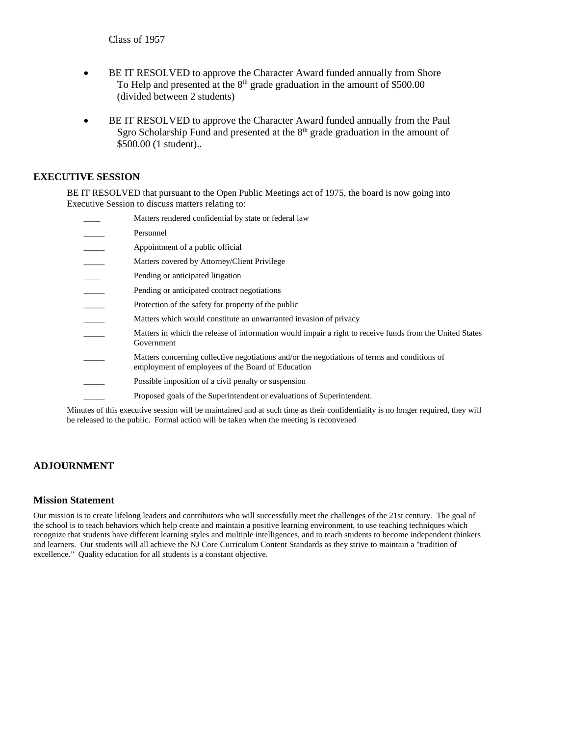Class of 1957

- BE IT RESOLVED to approve the Character Award funded annually from Shore To Help and presented at the 8th grade graduation in the amount of $500.00 (divided between 2 students)

- BE IT RESOLVED to approve the Character Award funded annually from the Paul Sgro Scholarship Fund and presented at the 8th grade graduation in the amount of $500.00 (1 student)..

## EXECUTIVE SESSION

BE IT RESOLVED that pursuant to the Open Public Meetings act of 1975, the board is now going into Executive Session to discuss matters relating to:

| | |
|---|---|
| ____ | Matters rendered confidential by state or federal law |
| _____ | Personnel |
| _____ | Appointment of a public official |
| _____ | Matters covered by Attorney/Client Privilege |
| ____ | Pending or anticipated litigation |
| _____ | Pending or anticipated contract negotiations |
| _____ | Protection of the safety for property of the public |
| _____ | Matters which would constitute an unwarranted invasion of privacy |
| _____ | Matters in which the release of information would impair a right to receive funds from the United States Government |
| _____ | Matters concerning collective negotiations and/or the negotiations of terms and conditions of employment of employees of the Board of Education |
| _____ | Possible imposition of a civil penalty or suspension |
| _____ | Proposed goals of the Superintendent or evaluations of Superintendent. |

Minutes of this executive session will be maintained and at such time as their confidentiality is no longer required, they will be released to the public. Formal action will be taken when the meeting is reconvened

## ADJOURNMENT

### Mission Statement

Our mission is to create lifelong leaders and contributors who will successfully meet the challenges of the 21st century. The goal of the school is to teach behaviors which help create and maintain a positive learning environment, to use teaching techniques which recognize that students have different learning styles and multiple intelligences, and to teach students to become independent thinkers and learners. Our students will all achieve the NJ Core Curriculum Content Standards as they strive to maintain a "tradition of excellence." Quality education for all students is a constant objective.